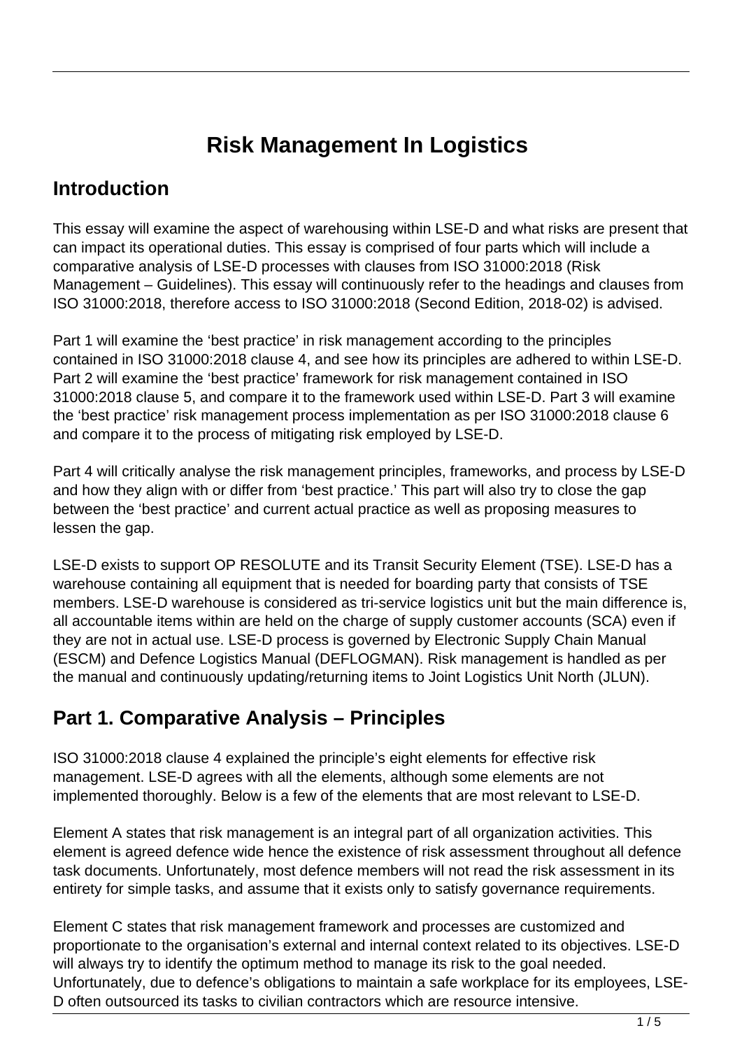# Risk Management In Logistics

## Introduction

This essay will examine the aspect of warehousing within LSE-D and what risks are present that can impact its operational duties. This essay is comprised of four parts which will include a comparative analysis of LSE-D processes with clauses from ISO 31000:2018 (Risk Management – Guidelines). This essay will continuously refer to the headings and clauses from ISO 31000:2018, therefore access to ISO 31000:2018 (Second Edition, 2018-02) is advised.

Part 1 will examine the 'best practice' in risk management according to the principles contained in ISO 31000:2018 clause 4, and see how its principles are adhered to within LSE-D. Part 2 will examine the 'best practice' framework for risk management contained in ISO 31000:2018 clause 5, and compare it to the framework used within LSE-D. Part 3 will examine the 'best practice' risk management process implementation as per ISO 31000:2018 clause 6 and compare it to the process of mitigating risk employed by LSE-D.

Part 4 will critically analyse the risk management principles, frameworks, and process by LSE-D and how they align with or differ from 'best practice.' This part will also try to close the gap between the 'best practice' and current actual practice as well as proposing measures to lessen the gap.

LSE-D exists to support OP RESOLUTE and its Transit Security Element (TSE). LSE-D has a warehouse containing all equipment that is needed for boarding party that consists of TSE members. LSE-D warehouse is considered as tri-service logistics unit but the main difference is, all accountable items within are held on the charge of supply customer accounts (SCA) even if they are not in actual use. LSE-D process is governed by Electronic Supply Chain Manual (ESCM) and Defence Logistics Manual (DEFLOGMAN). Risk management is handled as per the manual and continuously updating/returning items to Joint Logistics Unit North (JLUN).

## Part 1. Comparative Analysis – Principles

ISO 31000:2018 clause 4 explained the principle's eight elements for effective risk management. LSE-D agrees with all the elements, although some elements are not implemented thoroughly. Below is a few of the elements that are most relevant to LSE-D.

Element A states that risk management is an integral part of all organization activities. This element is agreed defence wide hence the existence of risk assessment throughout all defence task documents. Unfortunately, most defence members will not read the risk assessment in its entirety for simple tasks, and assume that it exists only to satisfy governance requirements.

Element C states that risk management framework and processes are customized and proportionate to the organisation's external and internal context related to its objectives. LSE-D will always try to identify the optimum method to manage its risk to the goal needed. Unfortunately, due to defence's obligations to maintain a safe workplace for its employees, LSE-D often outsourced its tasks to civilian contractors which are resource intensive.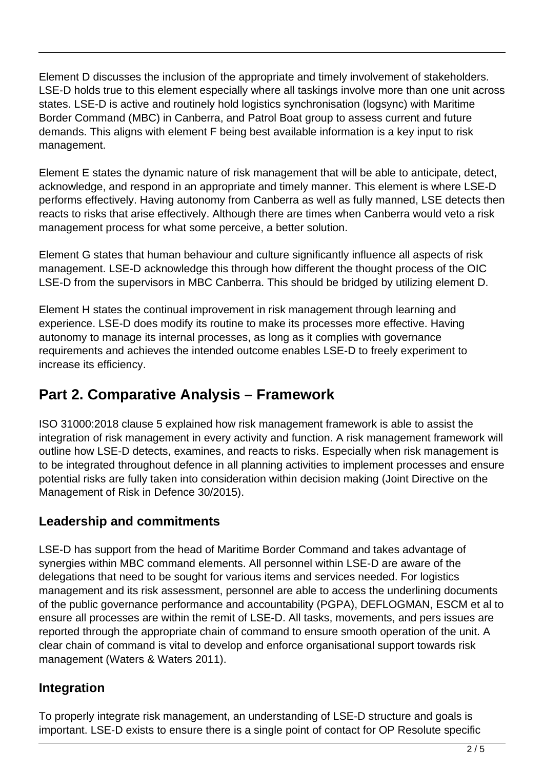Element D discusses the inclusion of the appropriate and timely involvement of stakeholders. LSE-D holds true to this element especially where all taskings involve more than one unit across states. LSE-D is active and routinely hold logistics synchronisation (logsync) with Maritime Border Command (MBC) in Canberra, and Patrol Boat group to assess current and future demands. This aligns with element F being best available information is a key input to risk management.

Element E states the dynamic nature of risk management that will be able to anticipate, detect, acknowledge, and respond in an appropriate and timely manner. This element is where LSE-D performs effectively. Having autonomy from Canberra as well as fully manned, LSE detects then reacts to risks that arise effectively. Although there are times when Canberra would veto a risk management process for what some perceive, a better solution.

Element G states that human behaviour and culture significantly influence all aspects of risk management. LSE-D acknowledge this through how different the thought process of the OIC LSE-D from the supervisors in MBC Canberra. This should be bridged by utilizing element D.

Element H states the continual improvement in risk management through learning and experience. LSE-D does modify its routine to make its processes more effective. Having autonomy to manage its internal processes, as long as it complies with governance requirements and achieves the intended outcome enables LSE-D to freely experiment to increase its efficiency.

## Part 2. Comparative Analysis – Framework

ISO 31000:2018 clause 5 explained how risk management framework is able to assist the integration of risk management in every activity and function. A risk management framework will outline how LSE-D detects, examines, and reacts to risks. Especially when risk management is to be integrated throughout defence in all planning activities to implement processes and ensure potential risks are fully taken into consideration within decision making (Joint Directive on the Management of Risk in Defence 30/2015).

### Leadership and commitments

LSE-D has support from the head of Maritime Border Command and takes advantage of synergies within MBC command elements. All personnel within LSE-D are aware of the delegations that need to be sought for various items and services needed. For logistics management and its risk assessment, personnel are able to access the underlining documents of the public governance performance and accountability (PGPA), DEFLOGMAN, ESCM et al to ensure all processes are within the remit of LSE-D. All tasks, movements, and pers issues are reported through the appropriate chain of command to ensure smooth operation of the unit. A clear chain of command is vital to develop and enforce organisational support towards risk management (Waters & Waters 2011).

### Integration

To properly integrate risk management, an understanding of LSE-D structure and goals is important. LSE-D exists to ensure there is a single point of contact for OP Resolute specific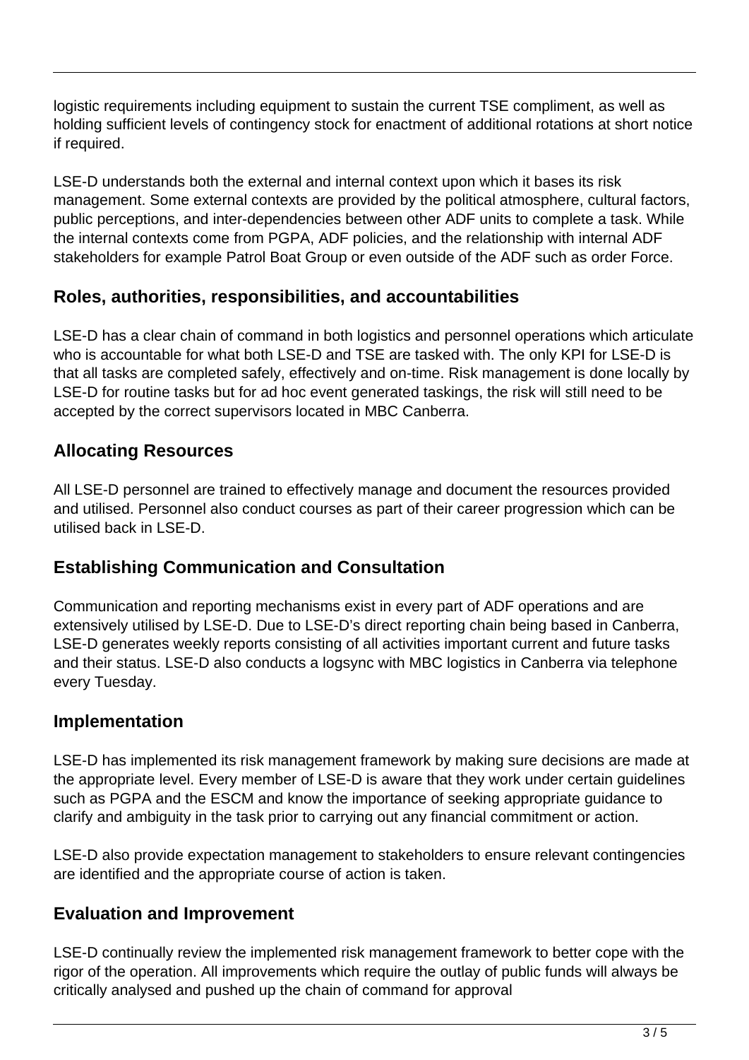logistic requirements including equipment to sustain the current TSE compliment, as well as holding sufficient levels of contingency stock for enactment of additional rotations at short notice if required.

LSE-D understands both the external and internal context upon which it bases its risk management. Some external contexts are provided by the political atmosphere, cultural factors, public perceptions, and inter-dependencies between other ADF units to complete a task. While the internal contexts come from PGPA, ADF policies, and the relationship with internal ADF stakeholders for example Patrol Boat Group or even outside of the ADF such as order Force.

## Roles, authorities, responsibilities, and accountabilities

LSE-D has a clear chain of command in both logistics and personnel operations which articulate who is accountable for what both LSE-D and TSE are tasked with. The only KPI for LSE-D is that all tasks are completed safely, effectively and on-time. Risk management is done locally by LSE-D for routine tasks but for ad hoc event generated taskings, the risk will still need to be accepted by the correct supervisors located in MBC Canberra.

## Allocating Resources

All LSE-D personnel are trained to effectively manage and document the resources provided and utilised. Personnel also conduct courses as part of their career progression which can be utilised back in LSE-D.

## Establishing Communication and Consultation

Communication and reporting mechanisms exist in every part of ADF operations and are extensively utilised by LSE-D. Due to LSE-D's direct reporting chain being based in Canberra, LSE-D generates weekly reports consisting of all activities important current and future tasks and their status. LSE-D also conducts a logsync with MBC logistics in Canberra via telephone every Tuesday.

## Implementation

LSE-D has implemented its risk management framework by making sure decisions are made at the appropriate level. Every member of LSE-D is aware that they work under certain guidelines such as PGPA and the ESCM and know the importance of seeking appropriate guidance to clarify and ambiguity in the task prior to carrying out any financial commitment or action.

LSE-D also provide expectation management to stakeholders to ensure relevant contingencies are identified and the appropriate course of action is taken.

## Evaluation and Improvement

LSE-D continually review the implemented risk management framework to better cope with the rigor of the operation. All improvements which require the outlay of public funds will always be critically analysed and pushed up the chain of command for approval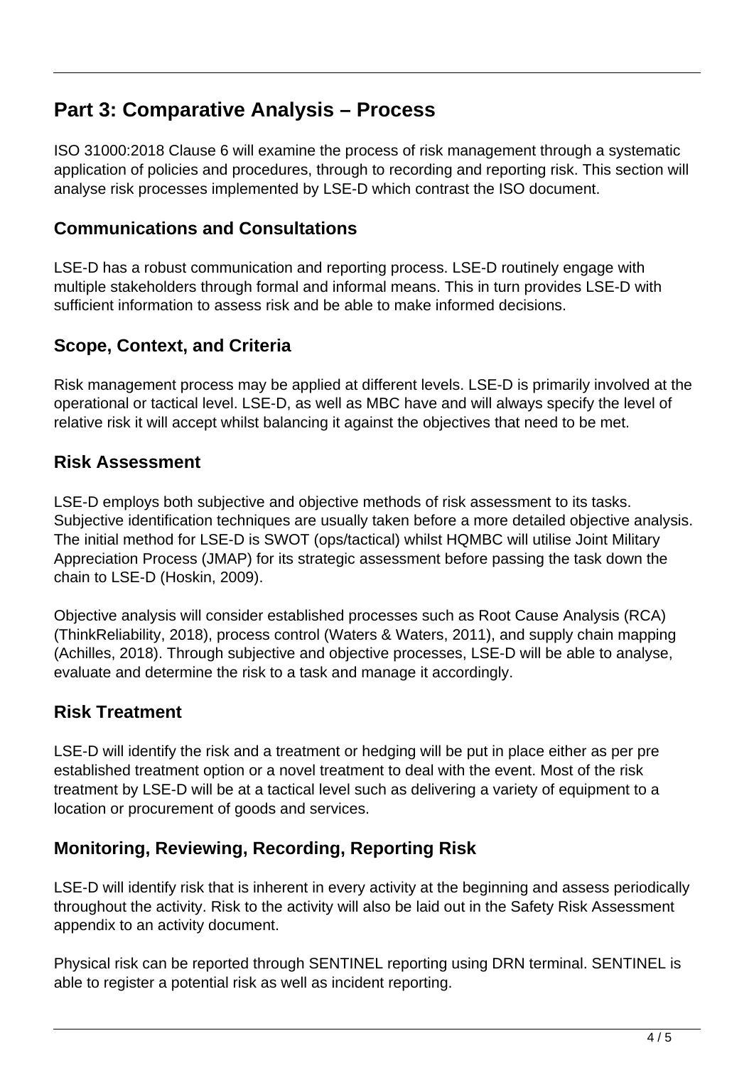## Part 3: Comparative Analysis – Process

ISO 31000:2018 Clause 6 will examine the process of risk management through a systematic application of policies and procedures, through to recording and reporting risk. This section will analyse risk processes implemented by LSE-D which contrast the ISO document.

### Communications and Consultations

LSE-D has a robust communication and reporting process. LSE-D routinely engage with multiple stakeholders through formal and informal means. This in turn provides LSE-D with sufficient information to assess risk and be able to make informed decisions.

### Scope, Context, and Criteria

Risk management process may be applied at different levels. LSE-D is primarily involved at the operational or tactical level. LSE-D, as well as MBC have and will always specify the level of relative risk it will accept whilst balancing it against the objectives that need to be met.

### Risk Assessment

LSE-D employs both subjective and objective methods of risk assessment to its tasks. Subjective identification techniques are usually taken before a more detailed objective analysis. The initial method for LSE-D is SWOT (ops/tactical) whilst HQMBC will utilise Joint Military Appreciation Process (JMAP) for its strategic assessment before passing the task down the chain to LSE-D (Hoskin, 2009).

Objective analysis will consider established processes such as Root Cause Analysis (RCA) (ThinkReliability, 2018), process control (Waters & Waters, 2011), and supply chain mapping (Achilles, 2018). Through subjective and objective processes, LSE-D will be able to analyse, evaluate and determine the risk to a task and manage it accordingly.

### Risk Treatment

LSE-D will identify the risk and a treatment or hedging will be put in place either as per pre established treatment option or a novel treatment to deal with the event. Most of the risk treatment by LSE-D will be at a tactical level such as delivering a variety of equipment to a location or procurement of goods and services.

### Monitoring, Reviewing, Recording, Reporting Risk

LSE-D will identify risk that is inherent in every activity at the beginning and assess periodically throughout the activity. Risk to the activity will also be laid out in the Safety Risk Assessment appendix to an activity document.

Physical risk can be reported through SENTINEL reporting using DRN terminal. SENTINEL is able to register a potential risk as well as incident reporting.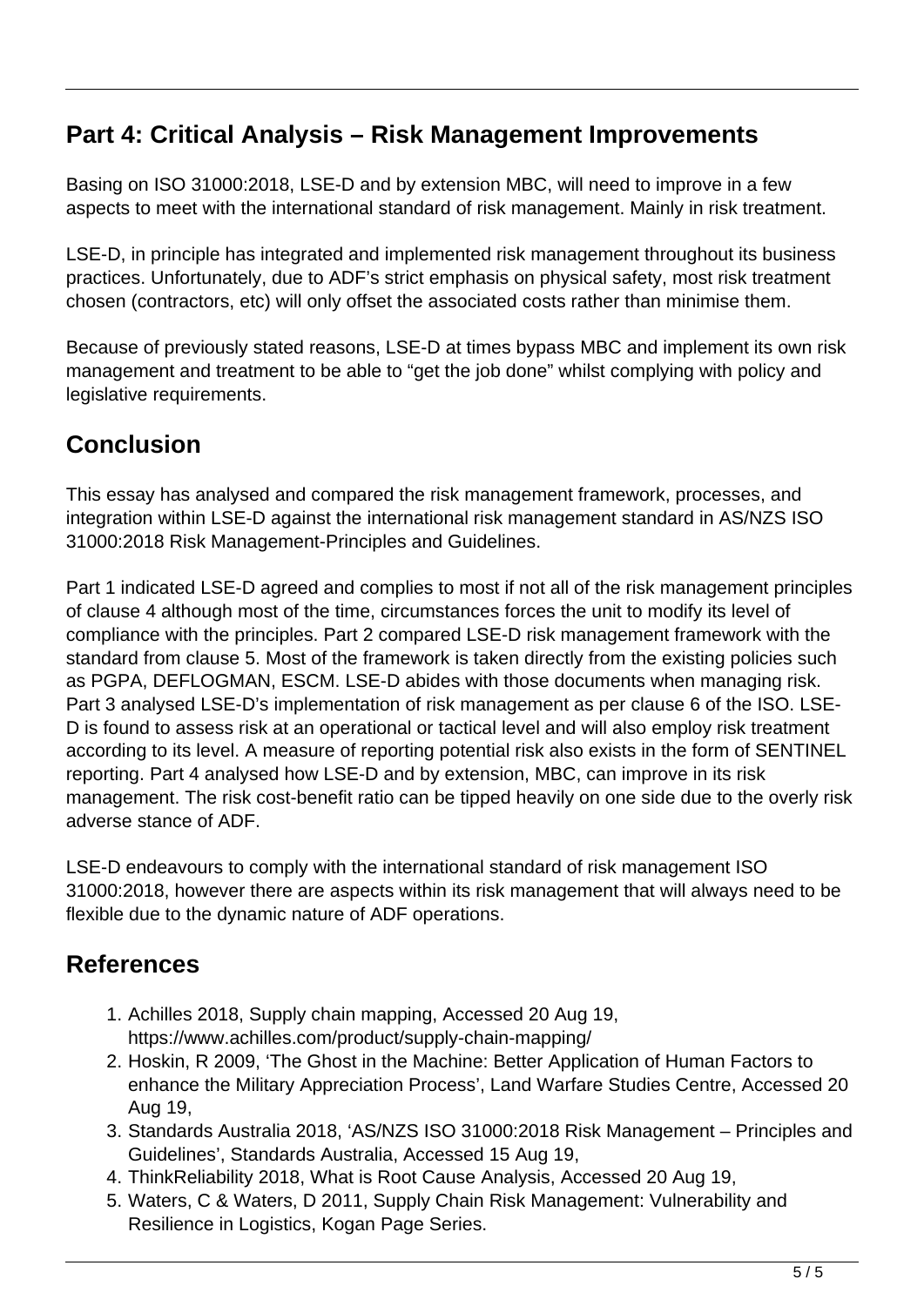## Part 4: Critical Analysis – Risk Management Improvements

Basing on ISO 31000:2018, LSE-D and by extension MBC, will need to improve in a few aspects to meet with the international standard of risk management. Mainly in risk treatment.

LSE-D, in principle has integrated and implemented risk management throughout its business practices. Unfortunately, due to ADF's strict emphasis on physical safety, most risk treatment chosen (contractors, etc) will only offset the associated costs rather than minimise them.

Because of previously stated reasons, LSE-D at times bypass MBC and implement its own risk management and treatment to be able to "get the job done" whilst complying with policy and legislative requirements.

## Conclusion

This essay has analysed and compared the risk management framework, processes, and integration within LSE-D against the international risk management standard in AS/NZS ISO 31000:2018 Risk Management-Principles and Guidelines.

Part 1 indicated LSE-D agreed and complies to most if not all of the risk management principles of clause 4 although most of the time, circumstances forces the unit to modify its level of compliance with the principles. Part 2 compared LSE-D risk management framework with the standard from clause 5. Most of the framework is taken directly from the existing policies such as PGPA, DEFLOGMAN, ESCM. LSE-D abides with those documents when managing risk. Part 3 analysed LSE-D's implementation of risk management as per clause 6 of the ISO. LSE-D is found to assess risk at an operational or tactical level and will also employ risk treatment according to its level. A measure of reporting potential risk also exists in the form of SENTINEL reporting. Part 4 analysed how LSE-D and by extension, MBC, can improve in its risk management. The risk cost-benefit ratio can be tipped heavily on one side due to the overly risk adverse stance of ADF.

LSE-D endeavours to comply with the international standard of risk management ISO 31000:2018, however there are aspects within its risk management that will always need to be flexible due to the dynamic nature of ADF operations.

## References

1. Achilles 2018, Supply chain mapping, Accessed 20 Aug 19, https://www.achilles.com/product/supply-chain-mapping/
2. Hoskin, R 2009, 'The Ghost in the Machine: Better Application of Human Factors to enhance the Military Appreciation Process', Land Warfare Studies Centre, Accessed 20 Aug 19,
3. Standards Australia 2018, 'AS/NZS ISO 31000:2018 Risk Management – Principles and Guidelines', Standards Australia, Accessed 15 Aug 19,
4. ThinkReliability 2018, What is Root Cause Analysis, Accessed 20 Aug 19,
5. Waters, C & Waters, D 2011, Supply Chain Risk Management: Vulnerability and Resilience in Logistics, Kogan Page Series.